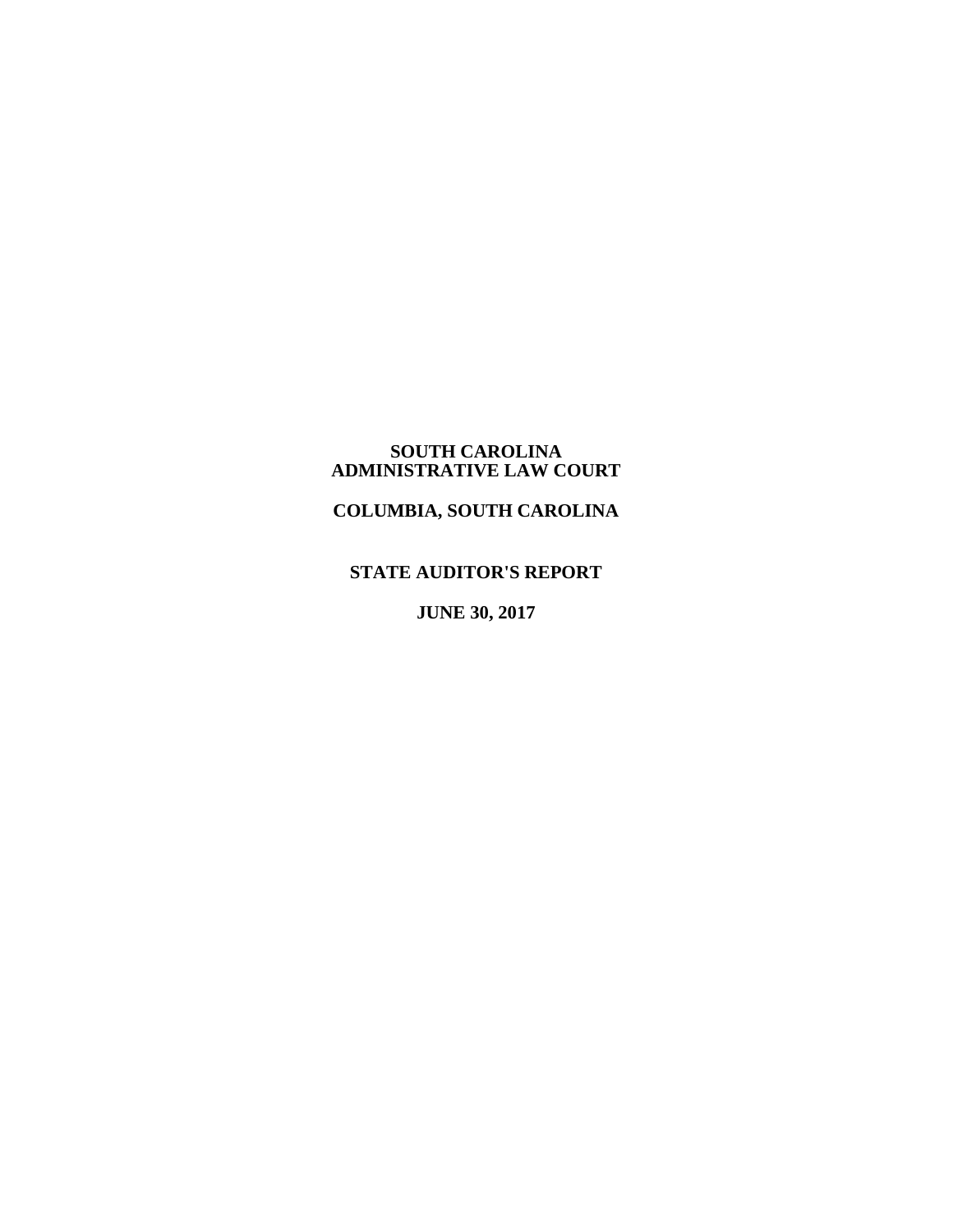**SOUTH CAROLINA**
**ADMINISTRATIVE LAW COURT**

**COLUMBIA, SOUTH CAROLINA**

**STATE AUDITOR'S REPORT**

**JUNE 30, 2017**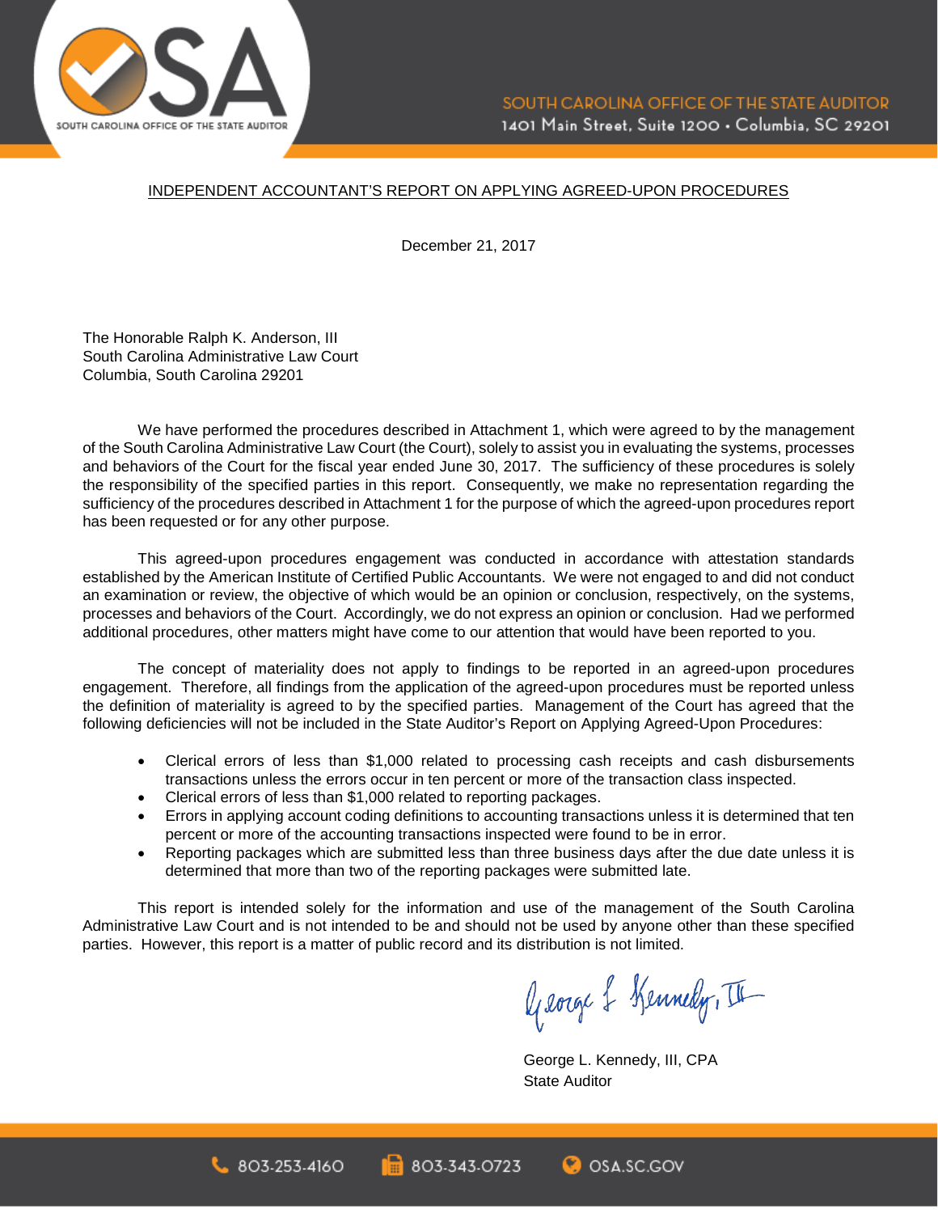SOUTH CAROLINA OFFICE OF THE STATE AUDITOR
1401 Main Street, Suite 1200 • Columbia, SC 29201

INDEPENDENT ACCOUNTANT'S REPORT ON APPLYING AGREED-UPON PROCEDURES

December 21, 2017

The Honorable Ralph K. Anderson, III
South Carolina Administrative Law Court
Columbia, South Carolina 29201

We have performed the procedures described in Attachment 1, which were agreed to by the management of the South Carolina Administrative Law Court (the Court), solely to assist you in evaluating the systems, processes and behaviors of the Court for the fiscal year ended June 30, 2017. The sufficiency of these procedures is solely the responsibility of the specified parties in this report. Consequently, we make no representation regarding the sufficiency of the procedures described in Attachment 1 for the purpose of which the agreed-upon procedures report has been requested or for any other purpose.

This agreed-upon procedures engagement was conducted in accordance with attestation standards established by the American Institute of Certified Public Accountants. We were not engaged to and did not conduct an examination or review, the objective of which would be an opinion or conclusion, respectively, on the systems, processes and behaviors of the Court. Accordingly, we do not express an opinion or conclusion. Had we performed additional procedures, other matters might have come to our attention that would have been reported to you.

The concept of materiality does not apply to findings to be reported in an agreed-upon procedures engagement. Therefore, all findings from the application of the agreed-upon procedures must be reported unless the definition of materiality is agreed to by the specified parties. Management of the Court has agreed that the following deficiencies will not be included in the State Auditor's Report on Applying Agreed-Upon Procedures:

- Clerical errors of less than $1,000 related to processing cash receipts and cash disbursements transactions unless the errors occur in ten percent or more of the transaction class inspected.
- Clerical errors of less than $1,000 related to reporting packages.
- Errors in applying account coding definitions to accounting transactions unless it is determined that ten percent or more of the accounting transactions inspected were found to be in error.
- Reporting packages which are submitted less than three business days after the due date unless it is determined that more than two of the reporting packages were submitted late.

This report is intended solely for the information and use of the management of the South Carolina Administrative Law Court and is not intended to be and should not be used by anyone other than these specified parties. However, this report is a matter of public record and its distribution is not limited.

George L. Kennedy, III, CPA
State Auditor

803-253-4160 803-343-0723 OSA.SC.GOV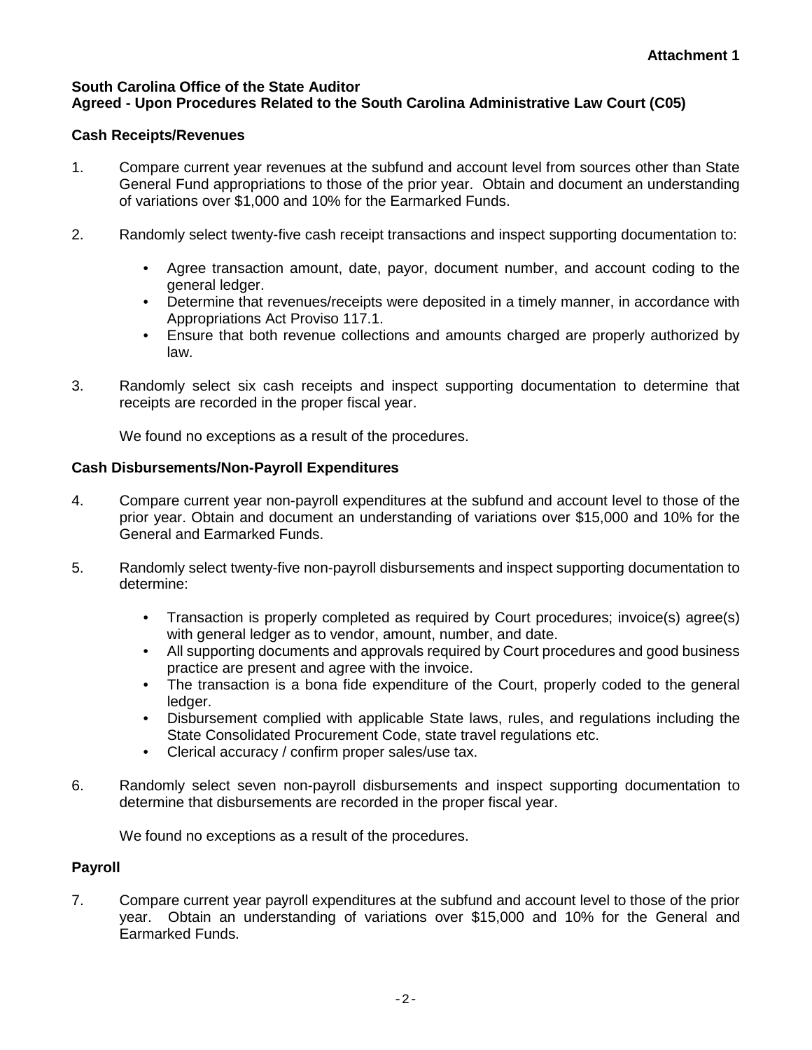**Attachment 1**

**South Carolina Office of the State Auditor**
**Agreed - Upon Procedures Related to the South Carolina Administrative Law Court (C05)**

**Cash Receipts/Revenues**

1. Compare current year revenues at the subfund and account level from sources other than State General Fund appropriations to those of the prior year. Obtain and document an understanding of variations over $1,000 and 10% for the Earmarked Funds.

2. Randomly select twenty-five cash receipt transactions and inspect supporting documentation to:

   - Agree transaction amount, date, payor, document number, and account coding to the general ledger.
   - Determine that revenues/receipts were deposited in a timely manner, in accordance with Appropriations Act Proviso 117.1.
   - Ensure that both revenue collections and amounts charged are properly authorized by law.

3. Randomly select six cash receipts and inspect supporting documentation to determine that receipts are recorded in the proper fiscal year.

   We found no exceptions as a result of the procedures.

**Cash Disbursements/Non-Payroll Expenditures**

4. Compare current year non-payroll expenditures at the subfund and account level to those of the prior year. Obtain and document an understanding of variations over $15,000 and 10% for the General and Earmarked Funds.

5. Randomly select twenty-five non-payroll disbursements and inspect supporting documentation to determine:

   - Transaction is properly completed as required by Court procedures; invoice(s) agree(s) with general ledger as to vendor, amount, number, and date.
   - All supporting documents and approvals required by Court procedures and good business practice are present and agree with the invoice.
   - The transaction is a bona fide expenditure of the Court, properly coded to the general ledger.
   - Disbursement complied with applicable State laws, rules, and regulations including the State Consolidated Procurement Code, state travel regulations etc.
   - Clerical accuracy / confirm proper sales/use tax.

6. Randomly select seven non-payroll disbursements and inspect supporting documentation to determine that disbursements are recorded in the proper fiscal year.

   We found no exceptions as a result of the procedures.

**Payroll**

7. Compare current year payroll expenditures at the subfund and account level to those of the prior year. Obtain an understanding of variations over $15,000 and 10% for the General and Earmarked Funds.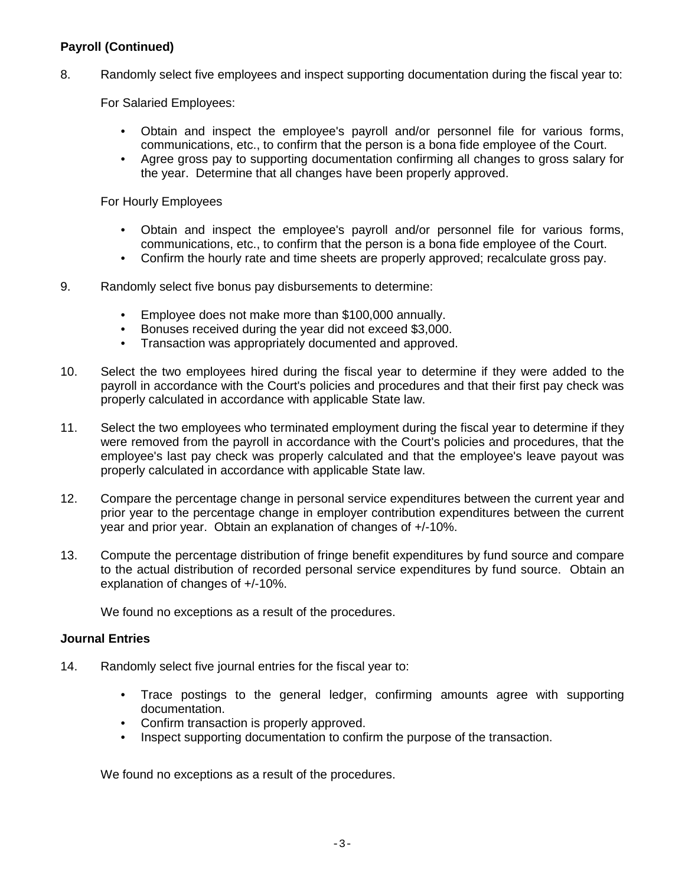## Payroll (Continued)

8. Randomly select five employees and inspect supporting documentation during the fiscal year to:

   For Salaried Employees:

   - Obtain and inspect the employee's payroll and/or personnel file for various forms, communications, etc., to confirm that the person is a bona fide employee of the Court.
   - Agree gross pay to supporting documentation confirming all changes to gross salary for the year. Determine that all changes have been properly approved.

   For Hourly Employees

   - Obtain and inspect the employee's payroll and/or personnel file for various forms, communications, etc., to confirm that the person is a bona fide employee of the Court.
   - Confirm the hourly rate and time sheets are properly approved; recalculate gross pay.

9. Randomly select five bonus pay disbursements to determine:

   - Employee does not make more than $100,000 annually.
   - Bonuses received during the year did not exceed $3,000.
   - Transaction was appropriately documented and approved.

10. Select the two employees hired during the fiscal year to determine if they were added to the payroll in accordance with the Court's policies and procedures and that their first pay check was properly calculated in accordance with applicable State law.

11. Select the two employees who terminated employment during the fiscal year to determine if they were removed from the payroll in accordance with the Court's policies and procedures, that the employee's last pay check was properly calculated and that the employee's leave payout was properly calculated in accordance with applicable State law.

12. Compare the percentage change in personal service expenditures between the current year and prior year to the percentage change in employer contribution expenditures between the current year and prior year. Obtain an explanation of changes of +/-10%.

13. Compute the percentage distribution of fringe benefit expenditures by fund source and compare to the actual distribution of recorded personal service expenditures by fund source. Obtain an explanation of changes of +/-10%.

    We found no exceptions as a result of the procedures.

## Journal Entries

14. Randomly select five journal entries for the fiscal year to:

    - Trace postings to the general ledger, confirming amounts agree with supporting documentation.
    - Confirm transaction is properly approved.
    - Inspect supporting documentation to confirm the purpose of the transaction.

    We found no exceptions as a result of the procedures.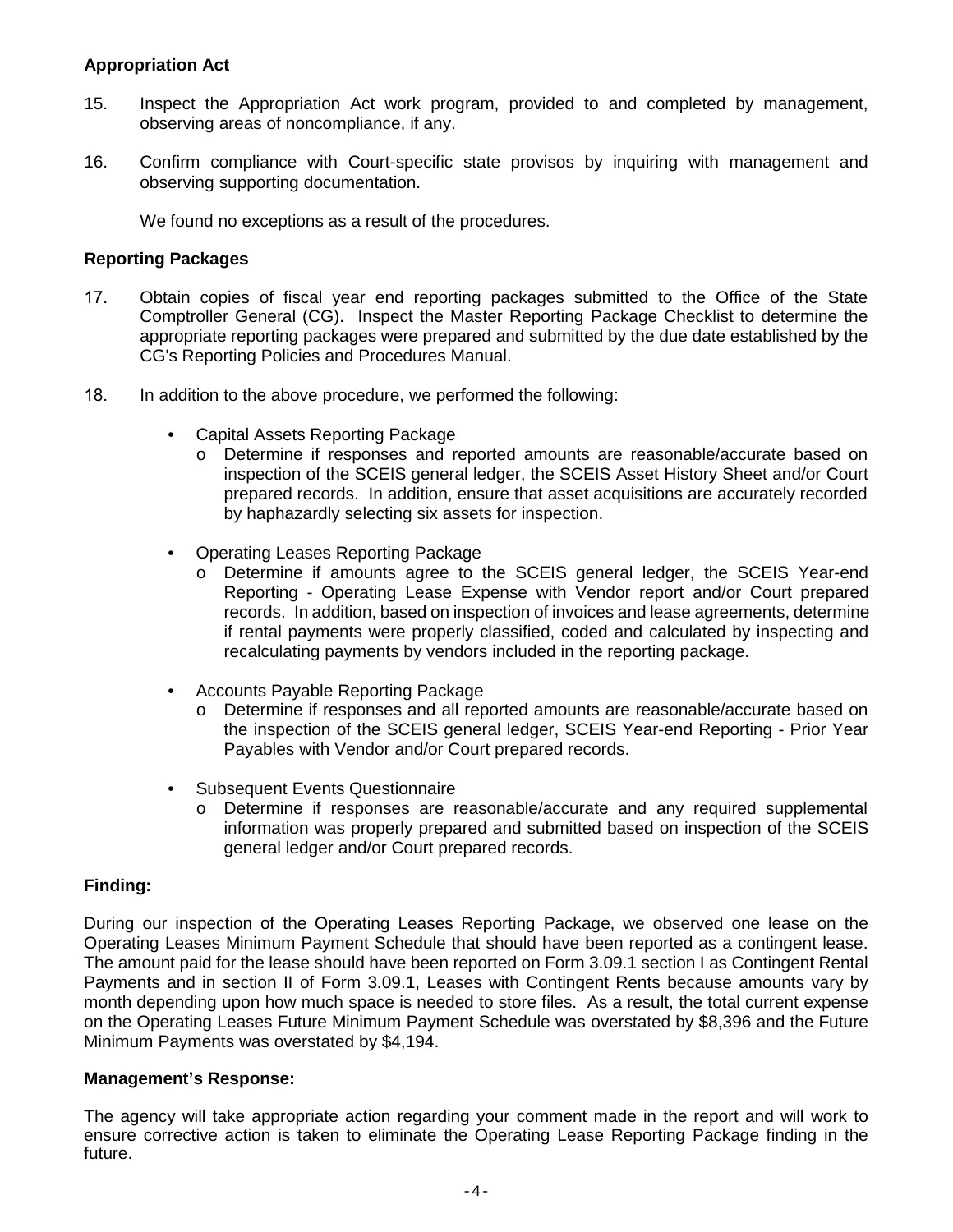**Appropriation Act**

15. Inspect the Appropriation Act work program, provided to and completed by management, observing areas of noncompliance, if any.

16. Confirm compliance with Court-specific state provisos by inquiring with management and observing supporting documentation.

    We found no exceptions as a result of the procedures.

**Reporting Packages**

17. Obtain copies of fiscal year end reporting packages submitted to the Office of the State Comptroller General (CG). Inspect the Master Reporting Package Checklist to determine the appropriate reporting packages were prepared and submitted by the due date established by the CG's Reporting Policies and Procedures Manual.

18. In addition to the above procedure, we performed the following:

    - Capital Assets Reporting Package
        - Determine if responses and reported amounts are reasonable/accurate based on inspection of the SCEIS general ledger, the SCEIS Asset History Sheet and/or Court prepared records. In addition, ensure that asset acquisitions are accurately recorded by haphazardly selecting six assets for inspection.
    - Operating Leases Reporting Package
        - Determine if amounts agree to the SCEIS general ledger, the SCEIS Year-end Reporting - Operating Lease Expense with Vendor report and/or Court prepared records. In addition, based on inspection of invoices and lease agreements, determine if rental payments were properly classified, coded and calculated by inspecting and recalculating payments by vendors included in the reporting package.
    - Accounts Payable Reporting Package
        - Determine if responses and all reported amounts are reasonable/accurate based on the inspection of the SCEIS general ledger, SCEIS Year-end Reporting - Prior Year Payables with Vendor and/or Court prepared records.
    - Subsequent Events Questionnaire
        - Determine if responses are reasonable/accurate and any required supplemental information was properly prepared and submitted based on inspection of the SCEIS general ledger and/or Court prepared records.

**Finding:**

During our inspection of the Operating Leases Reporting Package, we observed one lease on the Operating Leases Minimum Payment Schedule that should have been reported as a contingent lease. The amount paid for the lease should have been reported on Form 3.09.1 section I as Contingent Rental Payments and in section II of Form 3.09.1, Leases with Contingent Rents because amounts vary by month depending upon how much space is needed to store files. As a result, the total current expense on the Operating Leases Future Minimum Payment Schedule was overstated by $8,396 and the Future Minimum Payments was overstated by $4,194.

**Management's Response:**

The agency will take appropriate action regarding your comment made in the report and will work to ensure corrective action is taken to eliminate the Operating Lease Reporting Package finding in the future.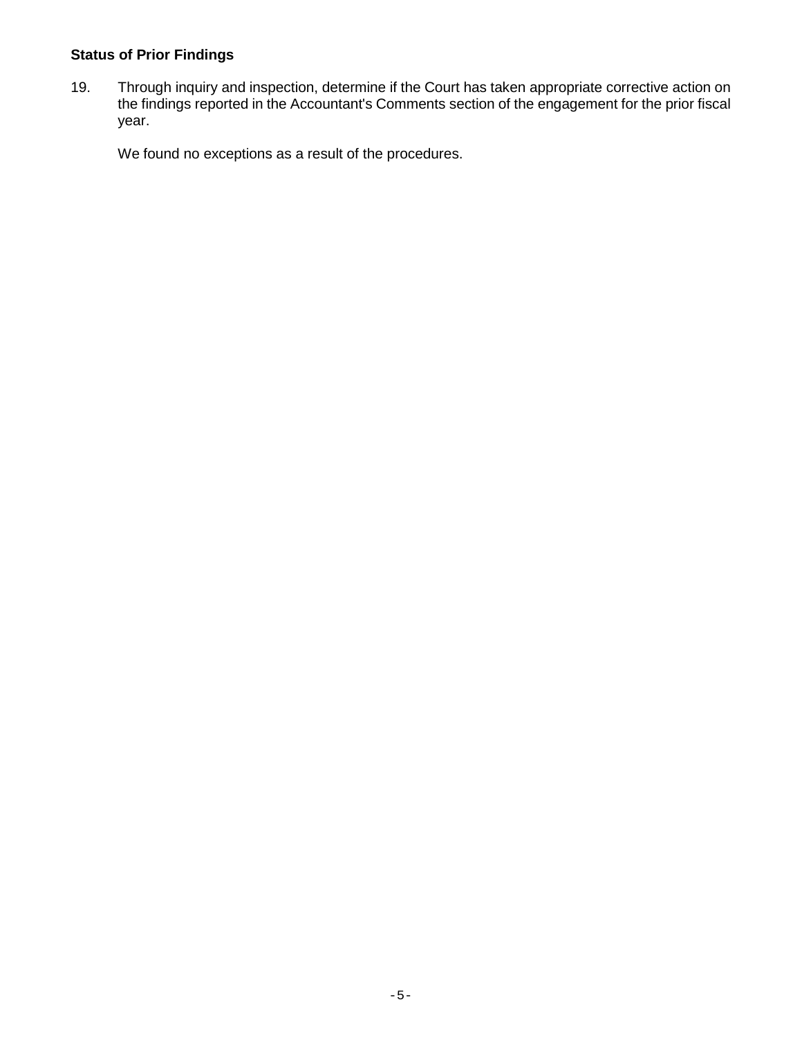**Status of Prior Findings**

19. Through inquiry and inspection, determine if the Court has taken appropriate corrective action on the findings reported in the Accountant's Comments section of the engagement for the prior fiscal year.

    We found no exceptions as a result of the procedures.